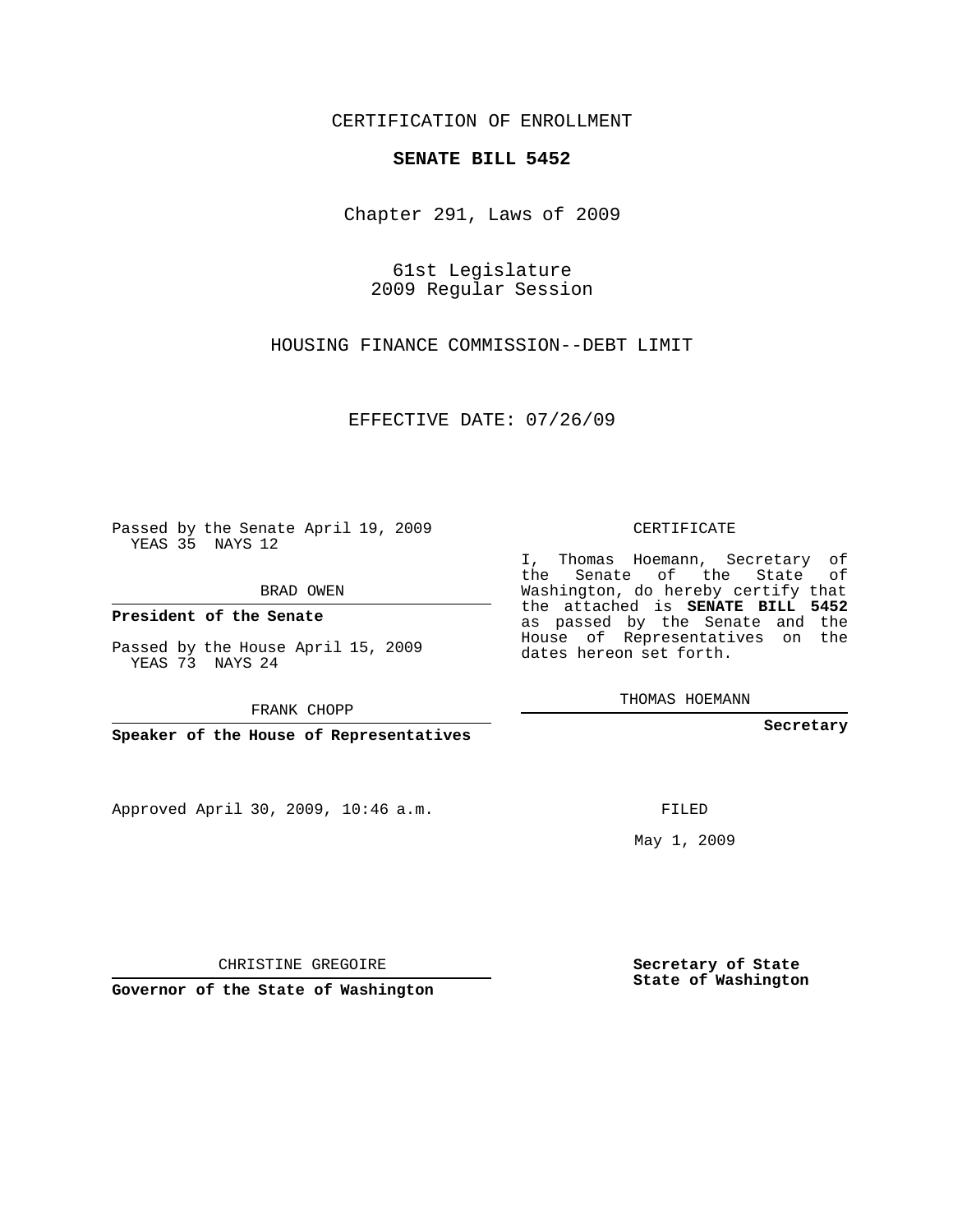CERTIFICATION OF ENROLLMENT

**SENATE BILL 5452**

Chapter 291, Laws of 2009

61st Legislature
2009 Regular Session

HOUSING FINANCE COMMISSION--DEBT LIMIT

EFFECTIVE DATE: 07/26/09

Passed by the Senate April 19, 2009
YEAS 35 NAYS 12

BRAD OWEN

**President of the Senate**

Passed by the House April 15, 2009
YEAS 73 NAYS 24

FRANK CHOPP

**Speaker of the House of Representatives**

Approved April 30, 2009, 10:46 a.m.

CHRISTINE GREGOIRE

**Governor of the State of Washington**

CERTIFICATE

I, Thomas Hoemann, Secretary of the Senate of the State of Washington, do hereby certify that the attached is **SENATE BILL 5452** as passed by the Senate and the House of Representatives on the dates hereon set forth.

THOMAS HOEMANN

**Secretary**

FILED

May 1, 2009

**Secretary of State**
**State of Washington**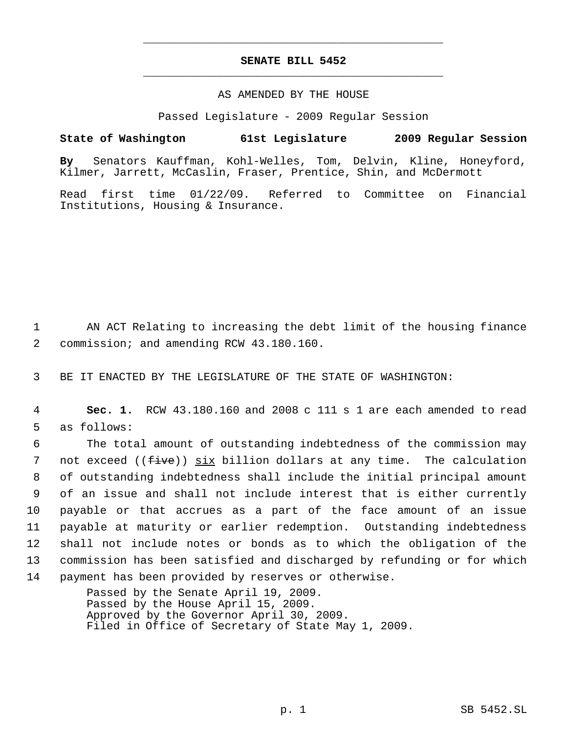# SENATE BILL 5452

AS AMENDED BY THE HOUSE

Passed Legislature - 2009 Regular Session

**State of Washington 61st Legislature 2009 Regular Session**

**By** Senators Kauffman, Kohl-Welles, Tom, Delvin, Kline, Honeyford, Kilmer, Jarrett, McCaslin, Fraser, Prentice, Shin, and McDermott

Read first time 01/22/09. Referred to Committee on Financial Institutions, Housing & Insurance.

1 AN ACT Relating to increasing the debt limit of the housing finance
2 commission; and amending RCW 43.180.160.

3 BE IT ENACTED BY THE LEGISLATURE OF THE STATE OF WASHINGTON:

4 **Sec. 1.** RCW 43.180.160 and 2008 c 111 s 1 are each amended to read
5 as follows:

6 The total amount of outstanding indebtedness of the commission may
7 not exceed ((~~five~~)) <u>six</u> billion dollars at any time. The calculation
8 of outstanding indebtedness shall include the initial principal amount
9 of an issue and shall not include interest that is either currently
10 payable or that accrues as a part of the face amount of an issue
11 payable at maturity or earlier redemption. Outstanding indebtedness
12 shall not include notes or bonds as to which the obligation of the
13 commission has been satisfied and discharged by refunding or for which
14 payment has been provided by reserves or otherwise.

Passed by the Senate April 19, 2009.
Passed by the House April 15, 2009.
Approved by the Governor April 30, 2009.
Filed in Office of Secretary of State May 1, 2009.